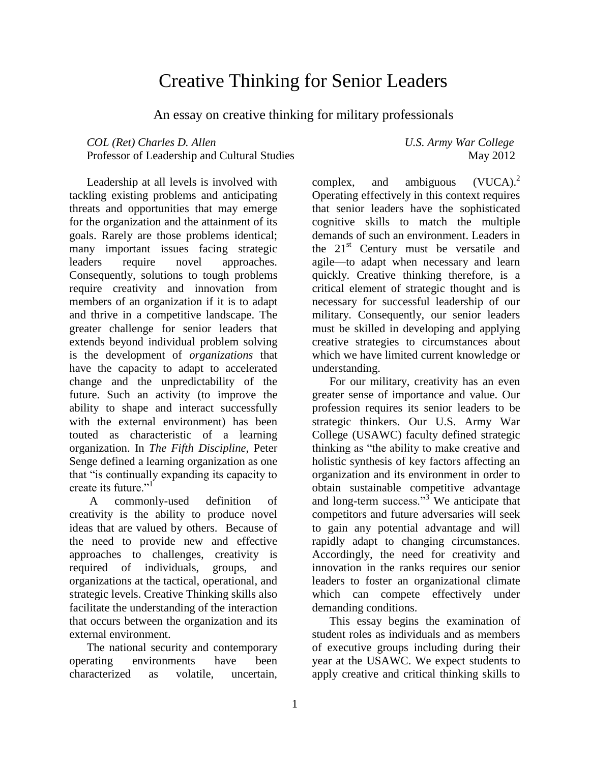# Creative Thinking for Senior Leaders

An essay on creative thinking for military professionals

*COL (Ret) Charles D. Allen*
Professor of Leadership and Cultural Studies

*U.S. Army War College*
May 2012

Leadership at all levels is involved with tackling existing problems and anticipating threats and opportunities that may emerge for the organization and the attainment of its goals. Rarely are those problems identical; many important issues facing strategic leaders require novel approaches. Consequently, solutions to tough problems require creativity and innovation from members of an organization if it is to adapt and thrive in a competitive landscape. The greater challenge for senior leaders that extends beyond individual problem solving is the development of *organizations* that have the capacity to adapt to accelerated change and the unpredictability of the future. Such an activity (to improve the ability to shape and interact successfully with the external environment) has been touted as characteristic of a learning organization. In *The Fifth Discipline*, Peter Senge defined a learning organization as one that "is continually expanding its capacity to create its future."[1]

A commonly-used definition of creativity is the ability to produce novel ideas that are valued by others. Because of the need to provide new and effective approaches to challenges, creativity is required of individuals, groups, and organizations at the tactical, operational, and strategic levels. Creative Thinking skills also facilitate the understanding of the interaction that occurs between the organization and its external environment.

The national security and contemporary operating environments have been characterized as volatile, uncertain, complex, and ambiguous (VUCA).[2] Operating effectively in this context requires that senior leaders have the sophisticated cognitive skills to match the multiple demands of such an environment. Leaders in the 21st Century must be versatile and agile—to adapt when necessary and learn quickly. Creative thinking therefore, is a critical element of strategic thought and is necessary for successful leadership of our military. Consequently, our senior leaders must be skilled in developing and applying creative strategies to circumstances about which we have limited current knowledge or understanding.

For our military, creativity has an even greater sense of importance and value. Our profession requires its senior leaders to be strategic thinkers. Our U.S. Army War College (USAWC) faculty defined strategic thinking as "the ability to make creative and holistic synthesis of key factors affecting an organization and its environment in order to obtain sustainable competitive advantage and long-term success."[3] We anticipate that competitors and future adversaries will seek to gain any potential advantage and will rapidly adapt to changing circumstances. Accordingly, the need for creativity and innovation in the ranks requires our senior leaders to foster an organizational climate which can compete effectively under demanding conditions.

This essay begins the examination of student roles as individuals and as members of executive groups including during their year at the USAWC. We expect students to apply creative and critical thinking skills to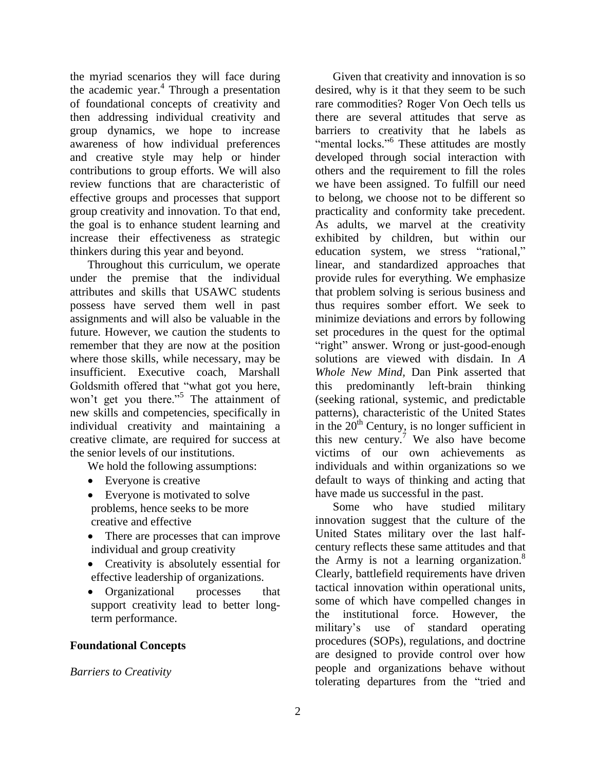the myriad scenarios they will face during the academic year.[4] Through a presentation of foundational concepts of creativity and then addressing individual creativity and group dynamics, we hope to increase awareness of how individual preferences and creative style may help or hinder contributions to group efforts. We will also review functions that are characteristic of effective groups and processes that support group creativity and innovation. To that end, the goal is to enhance student learning and increase their effectiveness as strategic thinkers during this year and beyond.

Throughout this curriculum, we operate under the premise that the individual attributes and skills that USAWC students possess have served them well in past assignments and will also be valuable in the future. However, we caution the students to remember that they are now at the position where those skills, while necessary, may be insufficient. Executive coach, Marshall Goldsmith offered that "what got you here, won't get you there."[5] The attainment of new skills and competencies, specifically in individual creativity and maintaining a creative climate, are required for success at the senior levels of our institutions.

We hold the following assumptions:

- Everyone is creative
- Everyone is motivated to solve problems, hence seeks to be more creative and effective
- There are processes that can improve individual and group creativity
- Creativity is absolutely essential for effective leadership of organizations.
- Organizational processes that support creativity lead to better long-term performance.

## Foundational Concepts

*Barriers to Creativity*

Given that creativity and innovation is so desired, why is it that they seem to be such rare commodities? Roger Von Oech tells us there are several attitudes that serve as barriers to creativity that he labels as "mental locks."[6] These attitudes are mostly developed through social interaction with others and the requirement to fill the roles we have been assigned. To fulfill our need to belong, we choose not to be different so practicality and conformity take precedent. As adults, we marvel at the creativity exhibited by children, but within our education system, we stress "rational," linear, and standardized approaches that provide rules for everything. We emphasize that problem solving is serious business and thus requires somber effort. We seek to minimize deviations and errors by following set procedures in the quest for the optimal "right" answer. Wrong or just-good-enough solutions are viewed with disdain. In *A Whole New Mind*, Dan Pink asserted that this predominantly left-brain thinking (seeking rational, systemic, and predictable patterns), characteristic of the United States in the 20th Century, is no longer sufficient in this new century.[7] We also have become victims of our own achievements as individuals and within organizations so we default to ways of thinking and acting that have made us successful in the past.

Some who have studied military innovation suggest that the culture of the United States military over the last half-century reflects these same attitudes and that the Army is not a learning organization.[8] Clearly, battlefield requirements have driven tactical innovation within operational units, some of which have compelled changes in the institutional force. However, the military's use of standard operating procedures (SOPs), regulations, and doctrine are designed to provide control over how people and organizations behave without tolerating departures from the "tried and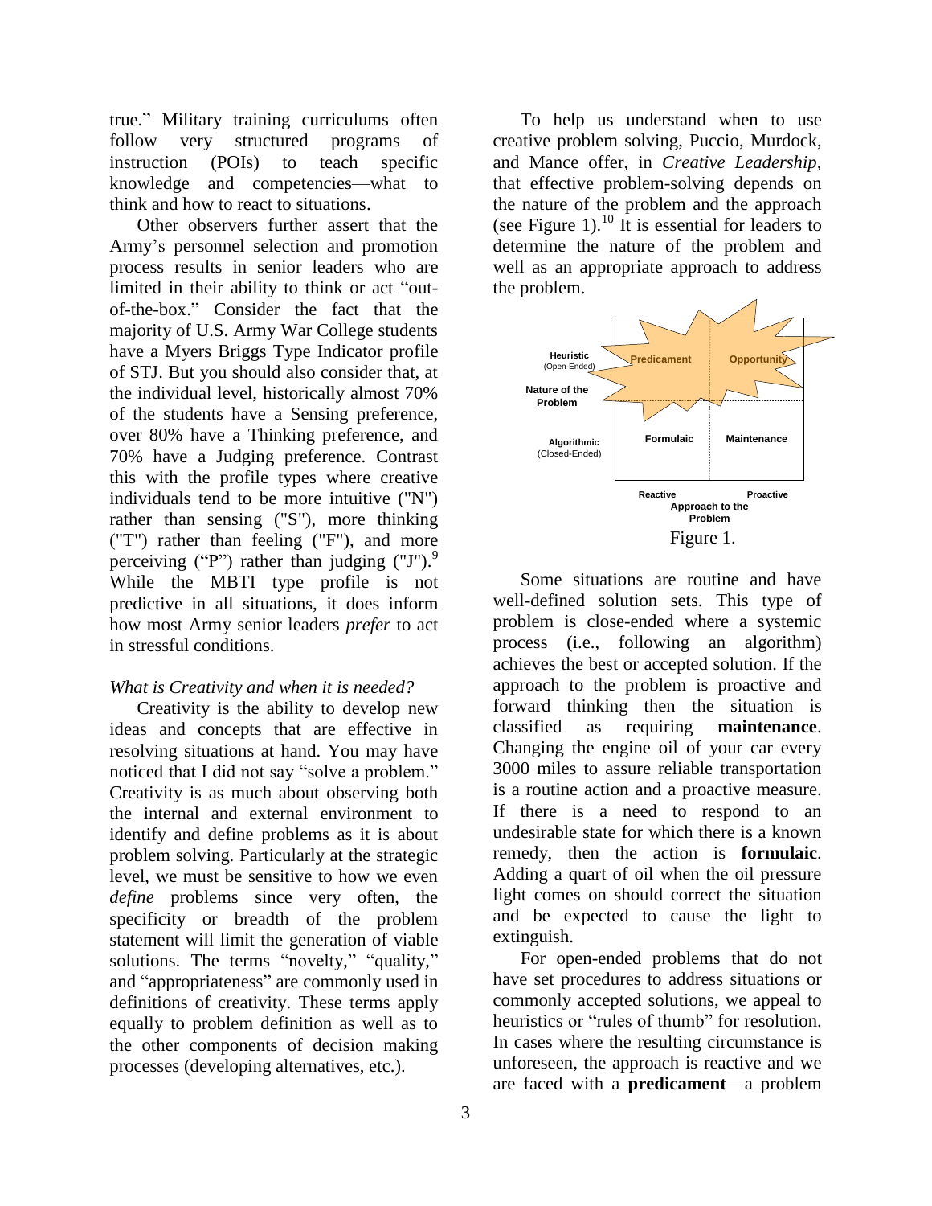true." Military training curriculums often follow very structured programs of instruction (POIs) to teach specific knowledge and competencies—what to think and how to react to situations.

Other observers further assert that the Army's personnel selection and promotion process results in senior leaders who are limited in their ability to think or act "out-of-the-box." Consider the fact that the majority of U.S. Army War College students have a Myers Briggs Type Indicator profile of STJ. But you should also consider that, at the individual level, historically almost 70% of the students have a Sensing preference, over 80% have a Thinking preference, and 70% have a Judging preference. Contrast this with the profile types where creative individuals tend to be more intuitive ("N") rather than sensing ("S"), more thinking ("T") rather than feeling ("F"), and more perceiving ("P") rather than judging ("J").[9] While the MBTI type profile is not predictive in all situations, it does inform how most Army senior leaders *prefer* to act in stressful conditions.

*What is Creativity and when it is needed?*

Creativity is the ability to develop new ideas and concepts that are effective in resolving situations at hand. You may have noticed that I did not say "solve a problem." Creativity is as much about observing both the internal and external environment to identify and define problems as it is about problem solving. Particularly at the strategic level, we must be sensitive to how we even *define* problems since very often, the specificity or breadth of the problem statement will limit the generation of viable solutions. The terms "novelty," "quality," and "appropriateness" are commonly used in definitions of creativity. These terms apply equally to problem definition as well as to the other components of decision making processes (developing alternatives, etc.).

To help us understand when to use creative problem solving, Puccio, Murdock, and Mance offer, in *Creative Leadership*, that effective problem-solving depends on the nature of the problem and the approach (see Figure 1).[10] It is essential for leaders to determine the nature of the problem and well as an appropriate approach to address the problem.

| Nature of the Problem | Reactive | Proactive |
|---|---|---|
| **Heuristic** (Open-Ended) | **Predicament** | **Opportunity** |
| **Algorithmic** (Closed-Ended) | **Formulaic** | **Maintenance** |

Approach to the Problem

Figure 1.

Some situations are routine and have well-defined solution sets. This type of problem is close-ended where a systemic process (i.e., following an algorithm) achieves the best or accepted solution. If the approach to the problem is proactive and forward thinking then the situation is classified as requiring **maintenance**. Changing the engine oil of your car every 3000 miles to assure reliable transportation is a routine action and a proactive measure. If there is a need to respond to an undesirable state for which there is a known remedy, then the action is **formulaic**. Adding a quart of oil when the oil pressure light comes on should correct the situation and be expected to cause the light to extinguish.

For open-ended problems that do not have set procedures to address situations or commonly accepted solutions, we appeal to heuristics or "rules of thumb" for resolution. In cases where the resulting circumstance is unforeseen, the approach is reactive and we are faced with a **predicament**—a problem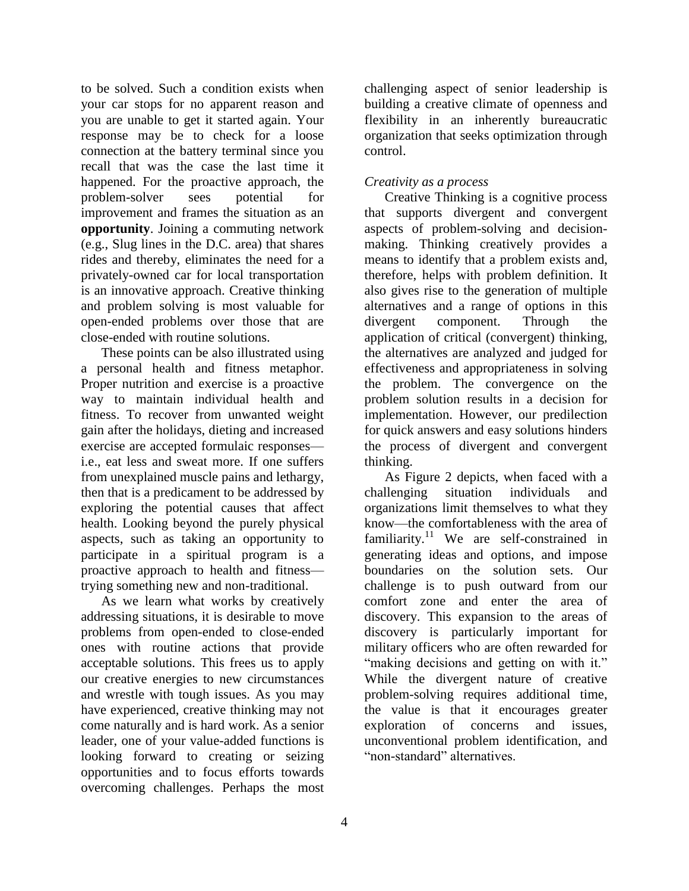to be solved. Such a condition exists when your car stops for no apparent reason and you are unable to get it started again. Your response may be to check for a loose connection at the battery terminal since you recall that was the case the last time it happened. For the proactive approach, the problem-solver sees potential for improvement and frames the situation as an **opportunity**. Joining a commuting network (e.g., Slug lines in the D.C. area) that shares rides and thereby, eliminates the need for a privately-owned car for local transportation is an innovative approach. Creative thinking and problem solving is most valuable for open-ended problems over those that are close-ended with routine solutions.

These points can be also illustrated using a personal health and fitness metaphor. Proper nutrition and exercise is a proactive way to maintain individual health and fitness. To recover from unwanted weight gain after the holidays, dieting and increased exercise are accepted formulaic responses—i.e., eat less and sweat more. If one suffers from unexplained muscle pains and lethargy, then that is a predicament to be addressed by exploring the potential causes that affect health. Looking beyond the purely physical aspects, such as taking an opportunity to participate in a spiritual program is a proactive approach to health and fitness—trying something new and non-traditional.

As we learn what works by creatively addressing situations, it is desirable to move problems from open-ended to close-ended ones with routine actions that provide acceptable solutions. This frees us to apply our creative energies to new circumstances and wrestle with tough issues. As you may have experienced, creative thinking may not come naturally and is hard work. As a senior leader, one of your value-added functions is looking forward to creating or seizing opportunities and to focus efforts towards overcoming challenges. Perhaps the most challenging aspect of senior leadership is building a creative climate of openness and flexibility in an inherently bureaucratic organization that seeks optimization through control.

*Creativity as a process*

Creative Thinking is a cognitive process that supports divergent and convergent aspects of problem-solving and decision-making. Thinking creatively provides a means to identify that a problem exists and, therefore, helps with problem definition. It also gives rise to the generation of multiple alternatives and a range of options in this divergent component. Through the application of critical (convergent) thinking, the alternatives are analyzed and judged for effectiveness and appropriateness in solving the problem. The convergence on the problem solution results in a decision for implementation. However, our predilection for quick answers and easy solutions hinders the process of divergent and convergent thinking.

As Figure 2 depicts, when faced with a challenging situation individuals and organizations limit themselves to what they know—the comfortableness with the area of familiarity.[11] We are self-constrained in generating ideas and options, and impose boundaries on the solution sets. Our challenge is to push outward from our comfort zone and enter the area of discovery. This expansion to the areas of discovery is particularly important for military officers who are often rewarded for "making decisions and getting on with it." While the divergent nature of creative problem-solving requires additional time, the value is that it encourages greater exploration of concerns and issues, unconventional problem identification, and "non-standard" alternatives.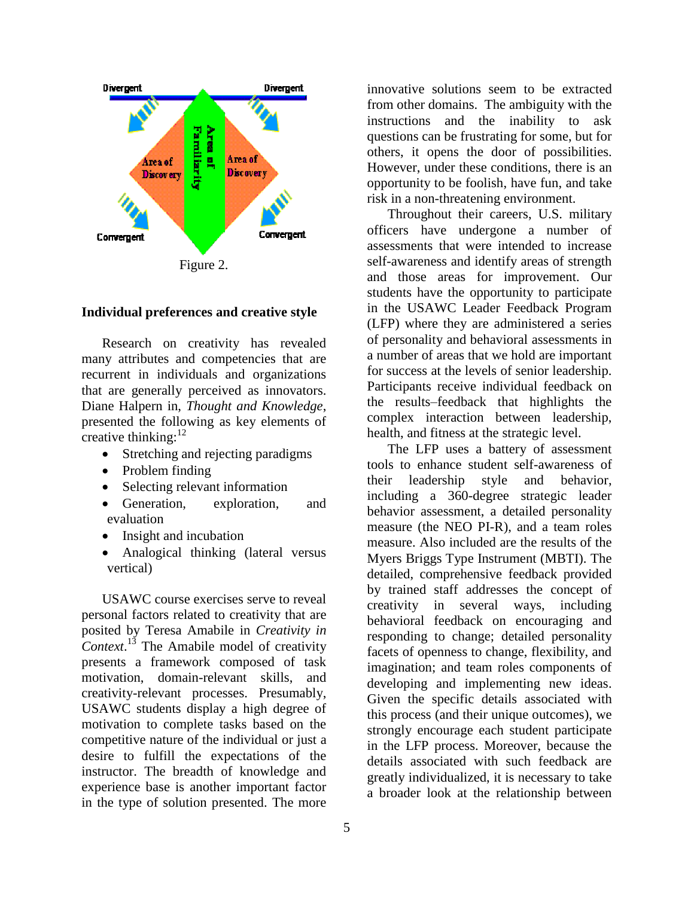Figure 2.

## Individual preferences and creative style

Research on creativity has revealed many attributes and competencies that are recurrent in individuals and organizations that are generally perceived as innovators. Diane Halpern in, *Thought and Knowledge*, presented the following as key elements of creative thinking:[12]

- Stretching and rejecting paradigms
- Problem finding
- Selecting relevant information
- Generation, exploration, and evaluation
- Insight and incubation
- Analogical thinking (lateral versus vertical)

USAWC course exercises serve to reveal personal factors related to creativity that are posited by Teresa Amabile in *Creativity in Context*.[13] The Amabile model of creativity presents a framework composed of task motivation, domain-relevant skills, and creativity-relevant processes. Presumably, USAWC students display a high degree of motivation to complete tasks based on the competitive nature of the individual or just a desire to fulfill the expectations of the instructor. The breadth of knowledge and experience base is another important factor in the type of solution presented. The more innovative solutions seem to be extracted from other domains. The ambiguity with the instructions and the inability to ask questions can be frustrating for some, but for others, it opens the door of possibilities. However, under these conditions, there is an opportunity to be foolish, have fun, and take risk in a non-threatening environment.

Throughout their careers, U.S. military officers have undergone a number of assessments that were intended to increase self-awareness and identify areas of strength and those areas for improvement. Our students have the opportunity to participate in the USAWC Leader Feedback Program (LFP) where they are administered a series of personality and behavioral assessments in a number of areas that we hold are important for success at the levels of senior leadership. Participants receive individual feedback on the results–feedback that highlights the complex interaction between leadership, health, and fitness at the strategic level.

The LFP uses a battery of assessment tools to enhance student self-awareness of their leadership style and behavior, including a 360-degree strategic leader behavior assessment, a detailed personality measure (the NEO PI-R), and a team roles measure. Also included are the results of the Myers Briggs Type Instrument (MBTI). The detailed, comprehensive feedback provided by trained staff addresses the concept of creativity in several ways, including behavioral feedback on encouraging and responding to change; detailed personality facets of openness to change, flexibility, and imagination; and team roles components of developing and implementing new ideas. Given the specific details associated with this process (and their unique outcomes), we strongly encourage each student participate in the LFP process. Moreover, because the details associated with such feedback are greatly individualized, it is necessary to take a broader look at the relationship between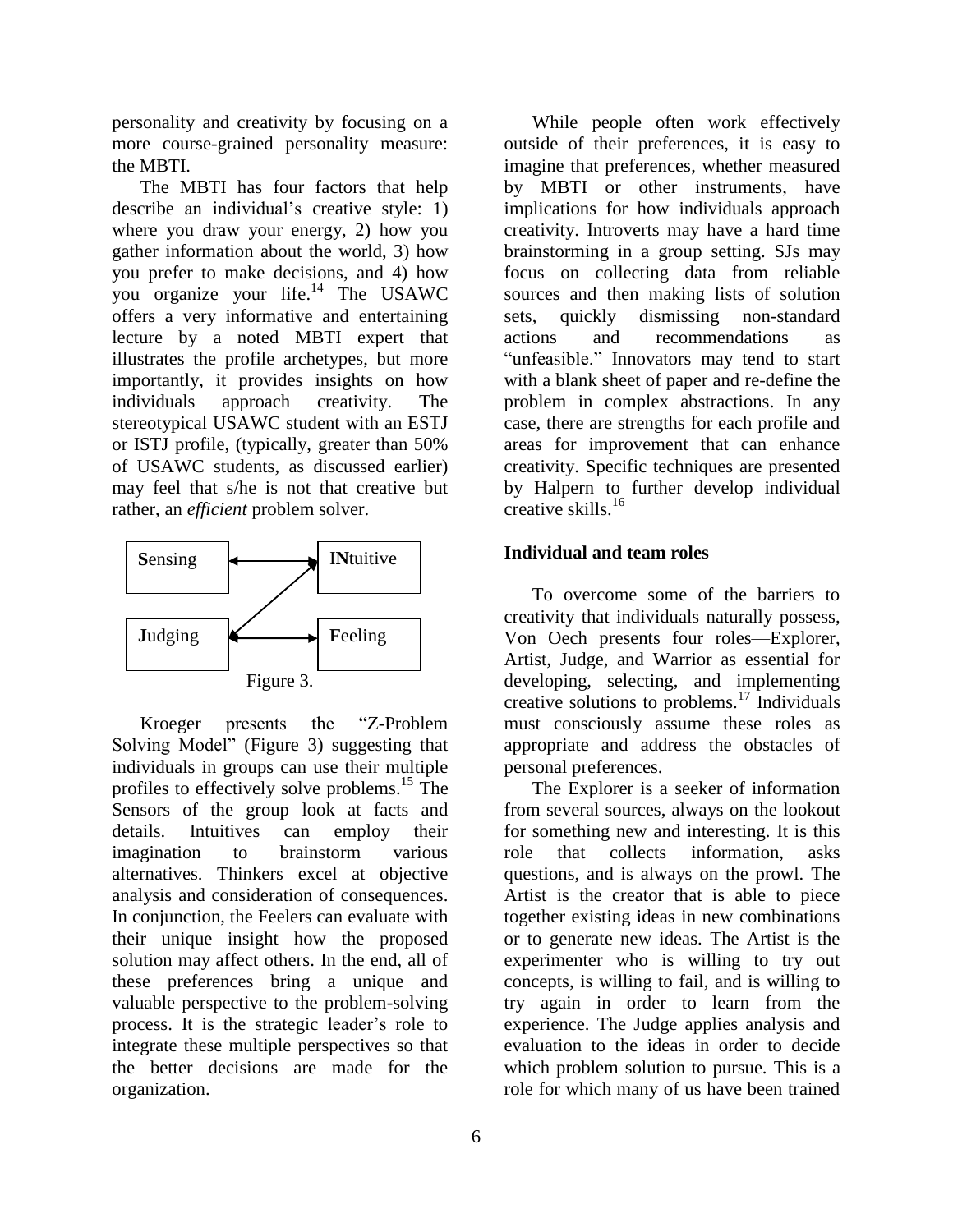personality and creativity by focusing on a more course-grained personality measure: the MBTI.

The MBTI has four factors that help describe an individual's creative style: 1) where you draw your energy, 2) how you gather information about the world, 3) how you prefer to make decisions, and 4) how you organize your life.[14] The USAWC offers a very informative and entertaining lecture by a noted MBTI expert that illustrates the profile archetypes, but more importantly, it provides insights on how individuals approach creativity. The stereotypical USAWC student with an ESTJ or ISTJ profile, (typically, greater than 50% of USAWC students, as discussed earlier) may feel that s/he is not that creative but rather, an *efficient* problem solver.

**S**ensing ↔ I**N**tuitive

**J**udging ↔ **F**eeling

Figure 3.

Kroeger presents the "Z-Problem Solving Model" (Figure 3) suggesting that individuals in groups can use their multiple profiles to effectively solve problems.[15] The Sensors of the group look at facts and details. Intuitives can employ their imagination to brainstorm various alternatives. Thinkers excel at objective analysis and consideration of consequences. In conjunction, the Feelers can evaluate with their unique insight how the proposed solution may affect others. In the end, all of these preferences bring a unique and valuable perspective to the problem-solving process. It is the strategic leader's role to integrate these multiple perspectives so that the better decisions are made for the organization.

While people often work effectively outside of their preferences, it is easy to imagine that preferences, whether measured by MBTI or other instruments, have implications for how individuals approach creativity. Introverts may have a hard time brainstorming in a group setting. SJs may focus on collecting data from reliable sources and then making lists of solution sets, quickly dismissing non-standard actions and recommendations as "unfeasible." Innovators may tend to start with a blank sheet of paper and re-define the problem in complex abstractions. In any case, there are strengths for each profile and areas for improvement that can enhance creativity. Specific techniques are presented by Halpern to further develop individual creative skills.[16]

### Individual and team roles

To overcome some of the barriers to creativity that individuals naturally possess, Von Oech presents four roles—Explorer, Artist, Judge, and Warrior as essential for developing, selecting, and implementing creative solutions to problems.[17] Individuals must consciously assume these roles as appropriate and address the obstacles of personal preferences.

The Explorer is a seeker of information from several sources, always on the lookout for something new and interesting. It is this role that collects information, asks questions, and is always on the prowl. The Artist is the creator that is able to piece together existing ideas in new combinations or to generate new ideas. The Artist is the experimenter who is willing to try out concepts, is willing to fail, and is willing to try again in order to learn from the experience. The Judge applies analysis and evaluation to the ideas in order to decide which problem solution to pursue. This is a role for which many of us have been trained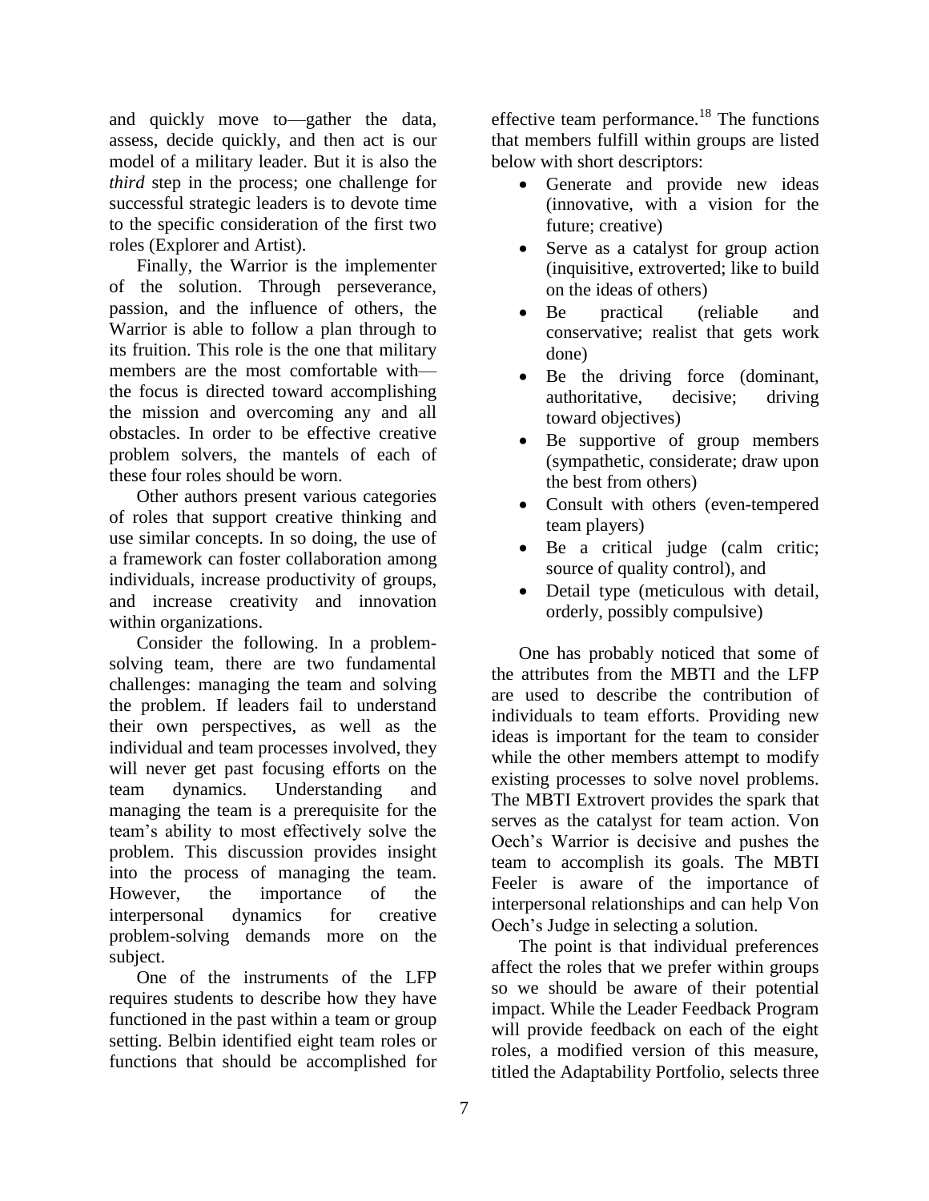and quickly move to—gather the data, assess, decide quickly, and then act is our model of a military leader. But it is also the *third* step in the process; one challenge for successful strategic leaders is to devote time to the specific consideration of the first two roles (Explorer and Artist).

Finally, the Warrior is the implementer of the solution. Through perseverance, passion, and the influence of others, the Warrior is able to follow a plan through to its fruition. This role is the one that military members are the most comfortable with—the focus is directed toward accomplishing the mission and overcoming any and all obstacles. In order to be effective creative problem solvers, the mantels of each of these four roles should be worn.

Other authors present various categories of roles that support creative thinking and use similar concepts. In so doing, the use of a framework can foster collaboration among individuals, increase productivity of groups, and increase creativity and innovation within organizations.

Consider the following. In a problem-solving team, there are two fundamental challenges: managing the team and solving the problem. If leaders fail to understand their own perspectives, as well as the individual and team processes involved, they will never get past focusing efforts on the team dynamics. Understanding and managing the team is a prerequisite for the team's ability to most effectively solve the problem. This discussion provides insight into the process of managing the team. However, the importance of the interpersonal dynamics for creative problem-solving demands more on the subject.

One of the instruments of the LFP requires students to describe how they have functioned in the past within a team or group setting. Belbin identified eight team roles or functions that should be accomplished for effective team performance.[18] The functions that members fulfill within groups are listed below with short descriptors:

- Generate and provide new ideas (innovative, with a vision for the future; creative)
- Serve as a catalyst for group action (inquisitive, extroverted; like to build on the ideas of others)
- Be practical (reliable and conservative; realist that gets work done)
- Be the driving force (dominant, authoritative, decisive; driving toward objectives)
- Be supportive of group members (sympathetic, considerate; draw upon the best from others)
- Consult with others (even-tempered team players)
- Be a critical judge (calm critic; source of quality control), and
- Detail type (meticulous with detail, orderly, possibly compulsive)

One has probably noticed that some of the attributes from the MBTI and the LFP are used to describe the contribution of individuals to team efforts. Providing new ideas is important for the team to consider while the other members attempt to modify existing processes to solve novel problems. The MBTI Extrovert provides the spark that serves as the catalyst for team action. Von Oech's Warrior is decisive and pushes the team to accomplish its goals. The MBTI Feeler is aware of the importance of interpersonal relationships and can help Von Oech's Judge in selecting a solution.

The point is that individual preferences affect the roles that we prefer within groups so we should be aware of their potential impact. While the Leader Feedback Program will provide feedback on each of the eight roles, a modified version of this measure, titled the Adaptability Portfolio, selects three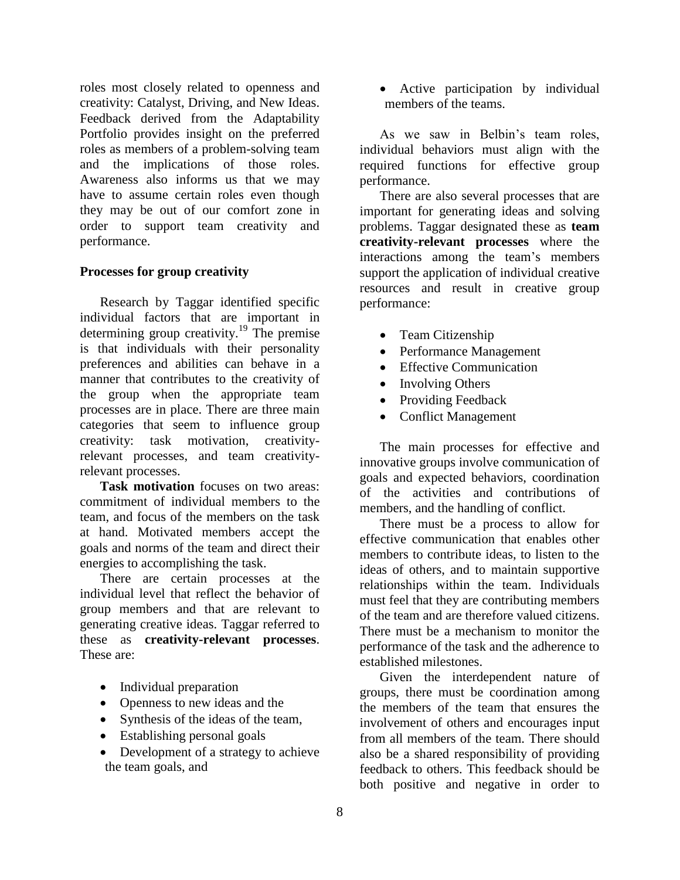roles most closely related to openness and creativity: Catalyst, Driving, and New Ideas. Feedback derived from the Adaptability Portfolio provides insight on the preferred roles as members of a problem-solving team and the implications of those roles. Awareness also informs us that we may have to assume certain roles even though they may be out of our comfort zone in order to support team creativity and performance.

### Processes for group creativity

Research by Taggar identified specific individual factors that are important in determining group creativity.[19] The premise is that individuals with their personality preferences and abilities can behave in a manner that contributes to the creativity of the group when the appropriate team processes are in place. There are three main categories that seem to influence group creativity: task motivation, creativity-relevant processes, and team creativity-relevant processes.

**Task motivation** focuses on two areas: commitment of individual members to the team, and focus of the members on the task at hand. Motivated members accept the goals and norms of the team and direct their energies to accomplishing the task.

There are certain processes at the individual level that reflect the behavior of group members and that are relevant to generating creative ideas. Taggar referred to these as **creativity-relevant processes**. These are:

- Individual preparation
- Openness to new ideas and the
- Synthesis of the ideas of the team,
- Establishing personal goals
- Development of a strategy to achieve the team goals, and
- Active participation by individual members of the teams.

As we saw in Belbin's team roles, individual behaviors must align with the required functions for effective group performance.

There are also several processes that are important for generating ideas and solving problems. Taggar designated these as **team creativity-relevant processes** where the interactions among the team's members support the application of individual creative resources and result in creative group performance:

- Team Citizenship
- Performance Management
- Effective Communication
- Involving Others
- Providing Feedback
- Conflict Management

The main processes for effective and innovative groups involve communication of goals and expected behaviors, coordination of the activities and contributions of members, and the handling of conflict.

There must be a process to allow for effective communication that enables other members to contribute ideas, to listen to the ideas of others, and to maintain supportive relationships within the team. Individuals must feel that they are contributing members of the team and are therefore valued citizens. There must be a mechanism to monitor the performance of the task and the adherence to established milestones.

Given the interdependent nature of groups, there must be coordination among the members of the team that ensures the involvement of others and encourages input from all members of the team. There should also be a shared responsibility of providing feedback to others. This feedback should be both positive and negative in order to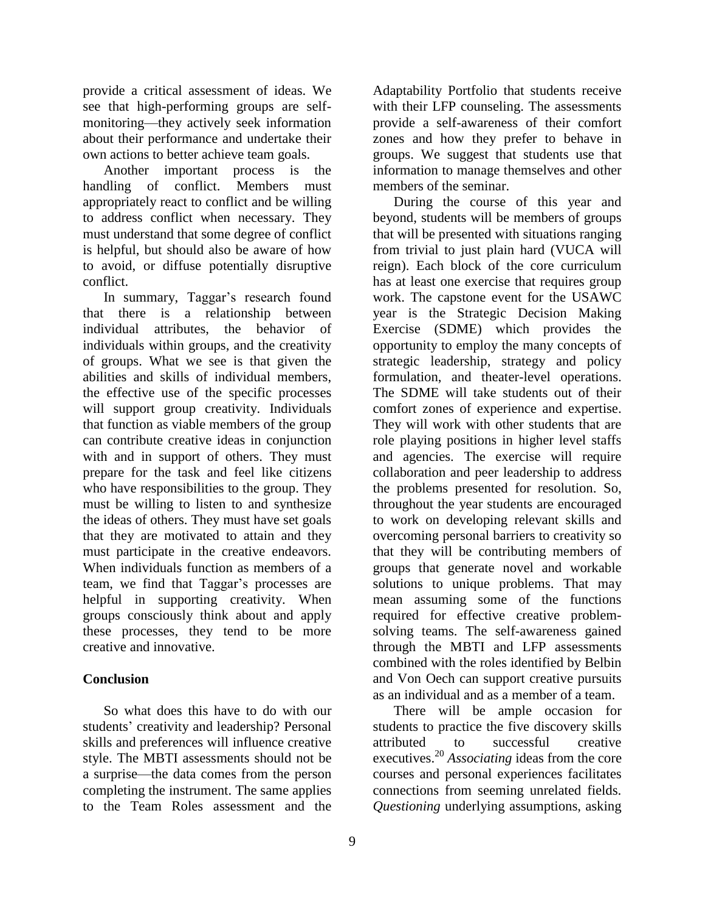provide a critical assessment of ideas. We see that high-performing groups are self-monitoring—they actively seek information about their performance and undertake their own actions to better achieve team goals.

Another important process is the handling of conflict. Members must appropriately react to conflict and be willing to address conflict when necessary. They must understand that some degree of conflict is helpful, but should also be aware of how to avoid, or diffuse potentially disruptive conflict.

In summary, Taggar's research found that there is a relationship between individual attributes, the behavior of individuals within groups, and the creativity of groups. What we see is that given the abilities and skills of individual members, the effective use of the specific processes will support group creativity. Individuals that function as viable members of the group can contribute creative ideas in conjunction with and in support of others. They must prepare for the task and feel like citizens who have responsibilities to the group. They must be willing to listen to and synthesize the ideas of others. They must have set goals that they are motivated to attain and they must participate in the creative endeavors. When individuals function as members of a team, we find that Taggar's processes are helpful in supporting creativity. When groups consciously think about and apply these processes, they tend to be more creative and innovative.

## Conclusion

So what does this have to do with our students' creativity and leadership? Personal skills and preferences will influence creative style. The MBTI assessments should not be a surprise—the data comes from the person completing the instrument. The same applies to the Team Roles assessment and the Adaptability Portfolio that students receive with their LFP counseling. The assessments provide a self-awareness of their comfort zones and how they prefer to behave in groups. We suggest that students use that information to manage themselves and other members of the seminar.

During the course of this year and beyond, students will be members of groups that will be presented with situations ranging from trivial to just plain hard (VUCA will reign). Each block of the core curriculum has at least one exercise that requires group work. The capstone event for the USAWC year is the Strategic Decision Making Exercise (SDME) which provides the opportunity to employ the many concepts of strategic leadership, strategy and policy formulation, and theater-level operations. The SDME will take students out of their comfort zones of experience and expertise. They will work with other students that are role playing positions in higher level staffs and agencies. The exercise will require collaboration and peer leadership to address the problems presented for resolution. So, throughout the year students are encouraged to work on developing relevant skills and overcoming personal barriers to creativity so that they will be contributing members of groups that generate novel and workable solutions to unique problems. That may mean assuming some of the functions required for effective creative problem-solving teams. The self-awareness gained through the MBTI and LFP assessments combined with the roles identified by Belbin and Von Oech can support creative pursuits as an individual and as a member of a team.

There will be ample occasion for students to practice the five discovery skills attributed to successful creative executives.[20] *Associating* ideas from the core courses and personal experiences facilitates connections from seeming unrelated fields. *Questioning* underlying assumptions, asking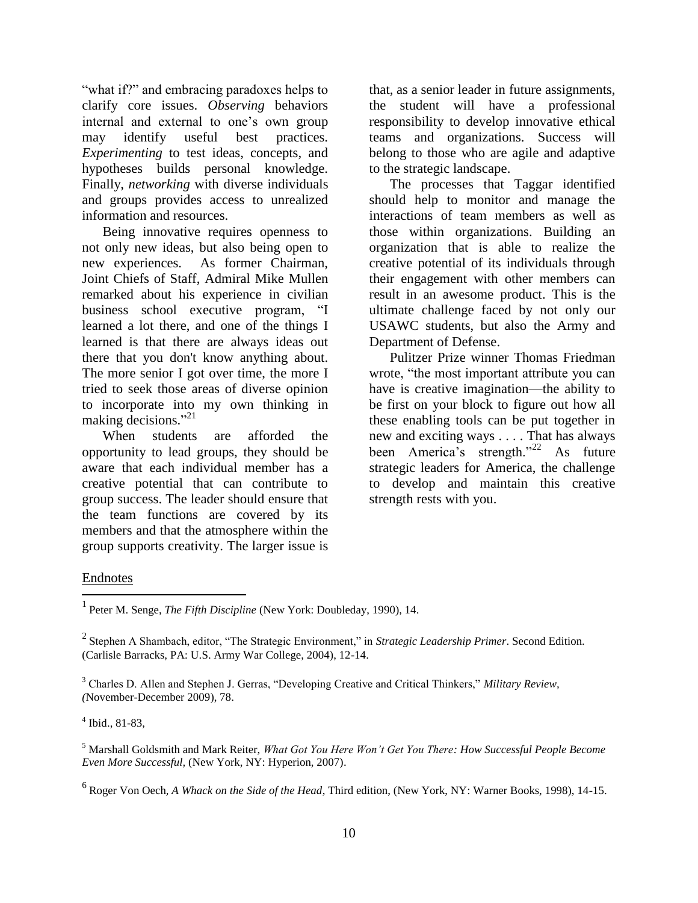"what if?" and embracing paradoxes helps to clarify core issues. *Observing* behaviors internal and external to one's own group may identify useful best practices. *Experimenting* to test ideas, concepts, and hypotheses builds personal knowledge. Finally, *networking* with diverse individuals and groups provides access to unrealized information and resources.

Being innovative requires openness to not only new ideas, but also being open to new experiences. As former Chairman, Joint Chiefs of Staff, Admiral Mike Mullen remarked about his experience in civilian business school executive program, "I learned a lot there, and one of the things I learned is that there are always ideas out there that you don't know anything about. The more senior I got over time, the more I tried to seek those areas of diverse opinion to incorporate into my own thinking in making decisions."[21]

When students are afforded the opportunity to lead groups, they should be aware that each individual member has a creative potential that can contribute to group success. The leader should ensure that the team functions are covered by its members and that the atmosphere within the group supports creativity. The larger issue is that, as a senior leader in future assignments, the student will have a professional responsibility to develop innovative ethical teams and organizations. Success will belong to those who are agile and adaptive to the strategic landscape.

The processes that Taggar identified should help to monitor and manage the interactions of team members as well as those within organizations. Building an organization that is able to realize the creative potential of its individuals through their engagement with other members can result in an awesome product. This is the ultimate challenge faced by not only our USAWC students, but also the Army and Department of Defense.

Pulitzer Prize winner Thomas Friedman wrote, "the most important attribute you can have is creative imagination—the ability to be first on your block to figure out how all these enabling tools can be put together in new and exciting ways . . . . That has always been America's strength."[22] As future strategic leaders for America, the challenge to develop and maintain this creative strength rests with you.

Endnotes

[1] Peter M. Senge, *The Fifth Discipline* (New York: Doubleday, 1990), 14.

[2] Stephen A Shambach, editor, "The Strategic Environment," in *Strategic Leadership Primer*. Second Edition. (Carlisle Barracks, PA: U.S. Army War College, 2004), 12-14.

[3] Charles D. Allen and Stephen J. Gerras, "Developing Creative and Critical Thinkers," *Military Review, (*November-December 2009), 78.

[4] Ibid., 81-83,

[5] Marshall Goldsmith and Mark Reiter, *What Got You Here Won't Get You There: How Successful People Become Even More Successful*, (New York, NY: Hyperion, 2007).

[6] Roger Von Oech, *A Whack on the Side of the Head*, Third edition, (New York, NY: Warner Books, 1998), 14-15.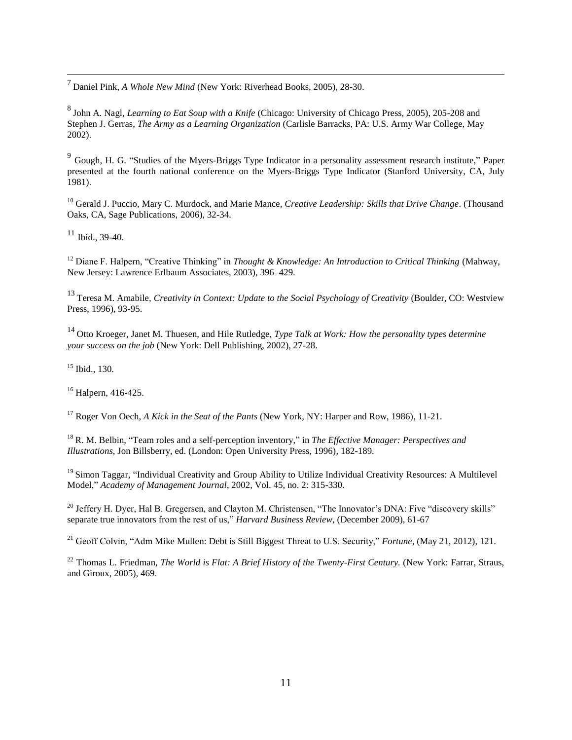[7] Daniel Pink, *A Whole New Mind* (New York: Riverhead Books, 2005), 28-30.

[8] John A. Nagl, *Learning to Eat Soup with a Knife* (Chicago: University of Chicago Press, 2005), 205-208 and Stephen J. Gerras, *The Army as a Learning Organization* (Carlisle Barracks, PA: U.S. Army War College, May 2002).

[9] Gough, H. G. "Studies of the Myers-Briggs Type Indicator in a personality assessment research institute," Paper presented at the fourth national conference on the Myers-Briggs Type Indicator (Stanford University, CA, July 1981).

[10] Gerald J. Puccio, Mary C. Murdock, and Marie Mance, *Creative Leadership: Skills that Drive Change*. (Thousand Oaks, CA, Sage Publications, 2006), 32-34.

[11] Ibid., 39-40.

[12] Diane F. Halpern, "Creative Thinking" in *Thought & Knowledge: An Introduction to Critical Thinking* (Mahway, New Jersey: Lawrence Erlbaum Associates, 2003), 396–429.

[13] Teresa M. Amabile, *Creativity in Context: Update to the Social Psychology of Creativity* (Boulder, CO: Westview Press, 1996), 93-95.

[14] Otto Kroeger, Janet M. Thuesen, and Hile Rutledge, *Type Talk at Work: How the personality types determine your success on the job* (New York: Dell Publishing, 2002), 27-28.

[15] Ibid., 130.

[16] Halpern, 416-425.

[17] Roger Von Oech, *A Kick in the Seat of the Pants* (New York, NY: Harper and Row, 1986), 11-21.

[18] R. M. Belbin, "Team roles and a self-perception inventory," in *The Effective Manager: Perspectives and Illustrations*, Jon Billsberry, ed. (London: Open University Press, 1996), 182-189.

[19] Simon Taggar, "Individual Creativity and Group Ability to Utilize Individual Creativity Resources: A Multilevel Model," *Academy of Management Journal*, 2002, Vol. 45, no. 2: 315-330.

[20] Jeffery H. Dyer, Hal B. Gregersen, and Clayton M. Christensen, "The Innovator's DNA: Five "discovery skills" separate true innovators from the rest of us," *Harvard Business Review*, (December 2009), 61-67

[21] Geoff Colvin, "Adm Mike Mullen: Debt is Still Biggest Threat to U.S. Security," *Fortune*, (May 21, 2012), 121.

[22] Thomas L. Friedman, *The World is Flat: A Brief History of the Twenty-First Century.* (New York: Farrar, Straus, and Giroux, 2005), 469.